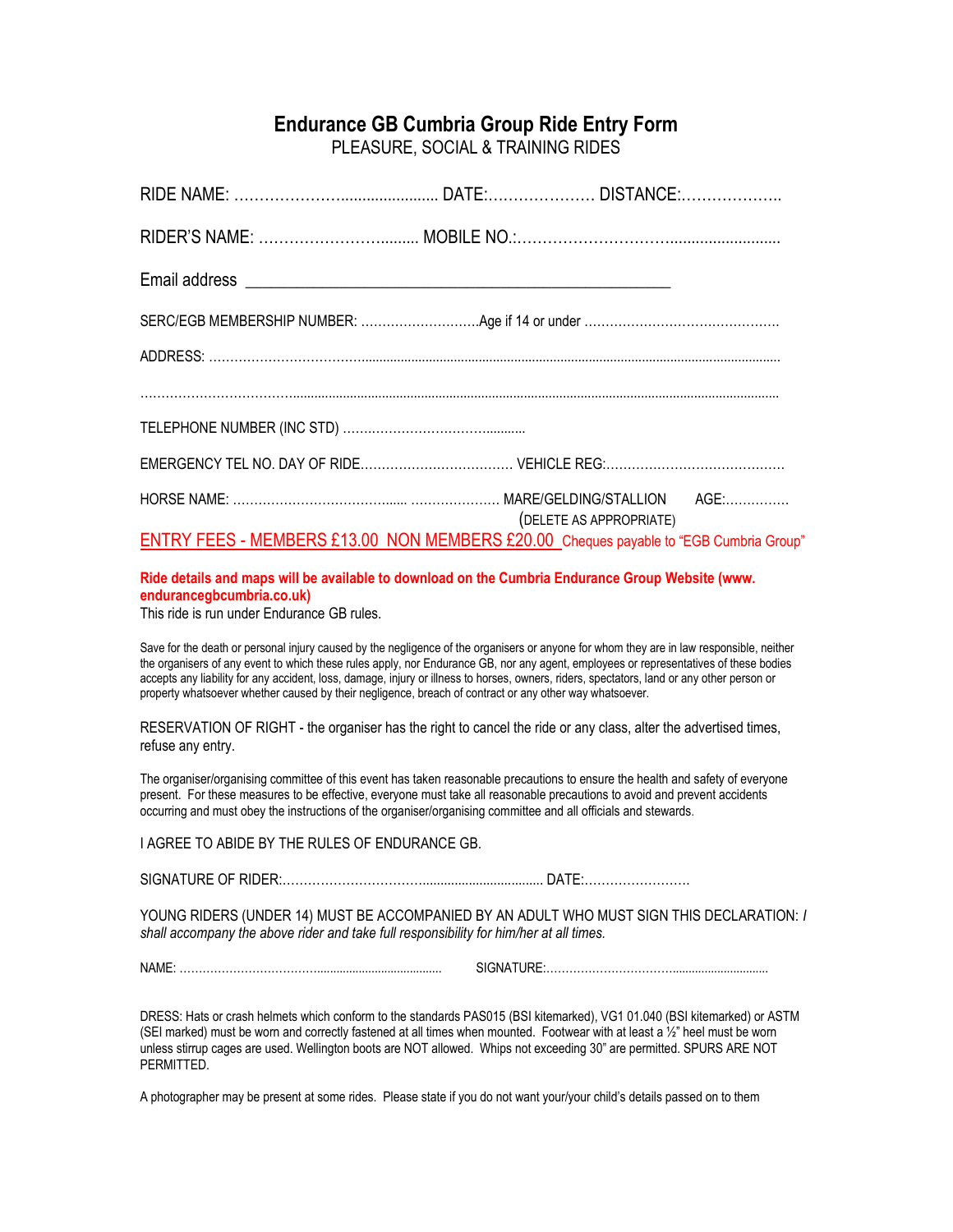# Endurance GB Cumbria Group Ride Entry Form

PLEASURE, SOCIAL & TRAINING RIDES

RIDE NAME: …………………...................... DATE:………………… DISTANCE:………………..

RIDER'S NAME: ……………………......... MOBILE NO.:…………………………..........................

Email address \_\_\_\_\_\_\_\_\_\_\_\_\_\_\_\_\_\_\_\_\_\_\_\_\_\_\_\_\_\_\_\_\_\_\_\_\_\_\_\_\_\_\_\_\_\_\_\_\_\_\_\_

SERC/EGB MEMBERSHIP NUMBER: ……………………….Age if 14 or under ……………………………………….

ADDRESS: ……………………………….....................................................................................................................

……………………………….......................................................................................................................................

TELEPHONE NUMBER (INC STD) ……………………………………..........

EMERGENCY TEL NO. DAY OF RIDE……………………………… VEHICLE REG:……………………………………

HORSE NAME: ……………………………...... ………………… MARE/GELDING/STALLION AGE:……………
(DELETE AS APPROPRIATE)

ENTRY FEES - MEMBERS £13.00 NON MEMBERS £20.00 Cheques payable to "EGB Cumbria Group"

**Ride details and maps will be available to download on the Cumbria Endurance Group Website (www. endurancegbcumbria.co.uk)**

This ride is run under Endurance GB rules.

Save for the death or personal injury caused by the negligence of the organisers or anyone for whom they are in law responsible, neither the organisers of any event to which these rules apply, nor Endurance GB, nor any agent, employees or representatives of these bodies accepts any liability for any accident, loss, damage, injury or illness to horses, owners, riders, spectators, land or any other person or property whatsoever whether caused by their negligence, breach of contract or any other way whatsoever.

RESERVATION OF RIGHT - the organiser has the right to cancel the ride or any class, alter the advertised times, refuse any entry.

The organiser/organising committee of this event has taken reasonable precautions to ensure the health and safety of everyone present. For these measures to be effective, everyone must take all reasonable precautions to avoid and prevent accidents occurring and must obey the instructions of the organiser/organising committee and all officials and stewards.

I AGREE TO ABIDE BY THE RULES OF ENDURANCE GB.

SIGNATURE OF RIDER:…………………………….................................. DATE:……………………

YOUNG RIDERS (UNDER 14) MUST BE ACCOMPANIED BY AN ADULT WHO MUST SIGN THIS DECLARATION: *I shall accompany the above rider and take full responsibility for him/her at all times.*

NAME: ……………………………….......................................... SIGNATURE:…………………………...............................

DRESS: Hats or crash helmets which conform to the standards PAS015 (BSI kitemarked), VG1 01.040 (BSI kitemarked) or ASTM (SEI marked) must be worn and correctly fastened at all times when mounted. Footwear with at least a ½" heel must be worn unless stirrup cages are used. Wellington boots are NOT allowed. Whips not exceeding 30" are permitted. SPURS ARE NOT PERMITTED.

A photographer may be present at some rides. Please state if you do not want your/your child's details passed on to them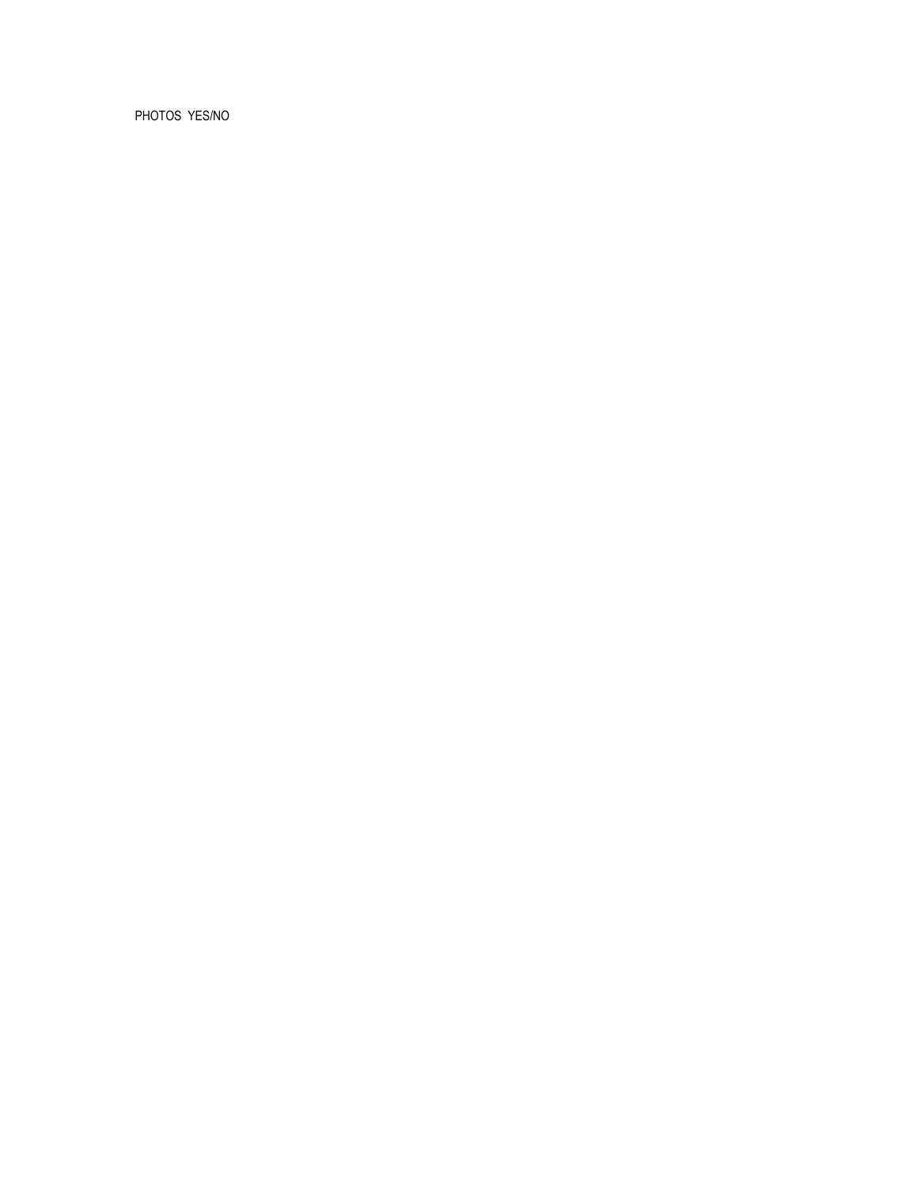PHOTOS YES/NO